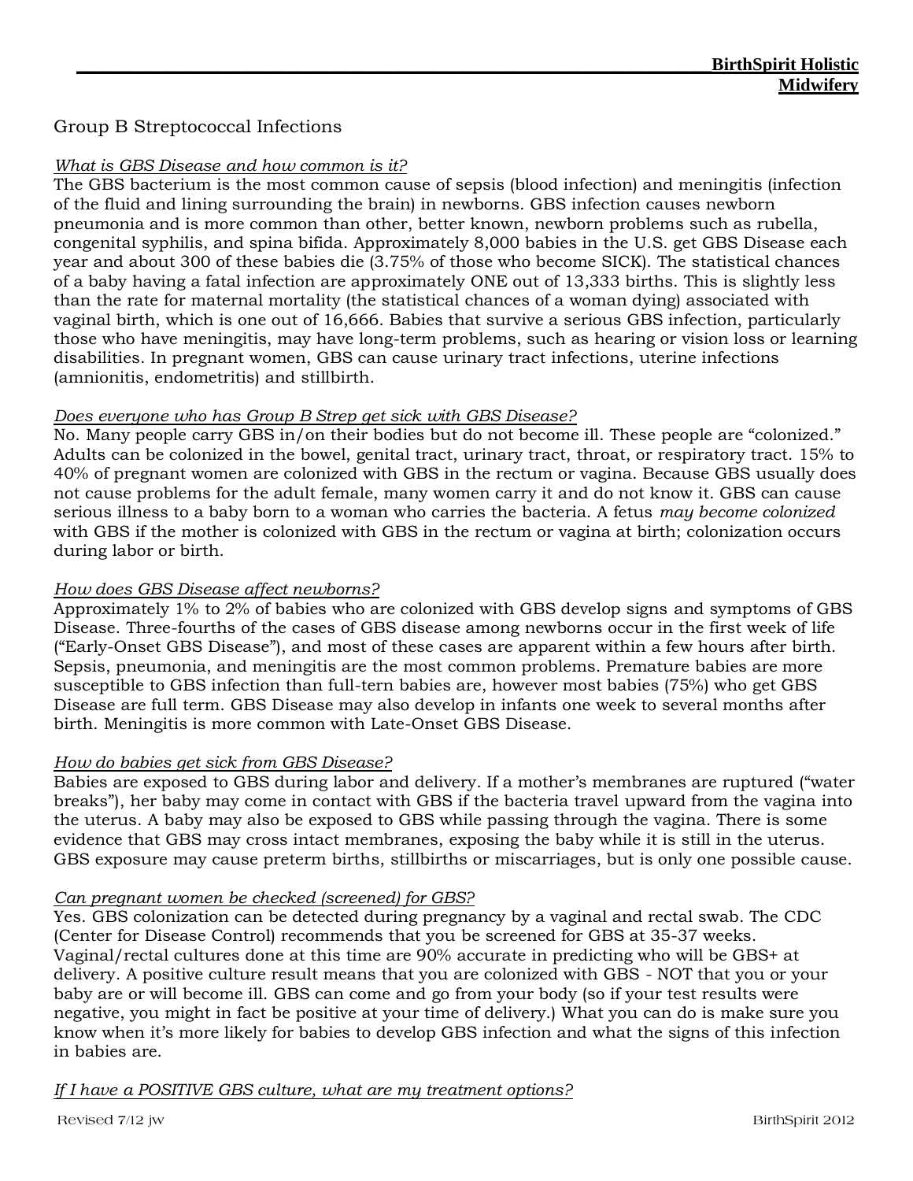# Group B Streptococcal Infections

*What is GBS Disease and how common is it?*

The GBS bacterium is the most common cause of sepsis (blood infection) and meningitis (infection of the fluid and lining surrounding the brain) in newborns. GBS infection causes newborn pneumonia and is more common than other, better known, newborn problems such as rubella, congenital syphilis, and spina bifida. Approximately 8,000 babies in the U.S. get GBS Disease each year and about 300 of these babies die (3.75% of those who become SICK). The statistical chances of a baby having a fatal infection are approximately ONE out of 13,333 births. This is slightly less than the rate for maternal mortality (the statistical chances of a woman dying) associated with vaginal birth, which is one out of 16,666. Babies that survive a serious GBS infection, particularly those who have meningitis, may have long-term problems, such as hearing or vision loss or learning disabilities. In pregnant women, GBS can cause urinary tract infections, uterine infections (amnionitis, endometritis) and stillbirth.

*Does everyone who has Group B Strep get sick with GBS Disease?*

No. Many people carry GBS in/on their bodies but do not become ill. These people are "colonized." Adults can be colonized in the bowel, genital tract, urinary tract, throat, or respiratory tract. 15% to 40% of pregnant women are colonized with GBS in the rectum or vagina. Because GBS usually does not cause problems for the adult female, many women carry it and do not know it. GBS can cause serious illness to a baby born to a woman who carries the bacteria. A fetus *may become colonized* with GBS if the mother is colonized with GBS in the rectum or vagina at birth; colonization occurs during labor or birth.

*How does GBS Disease affect newborns?*

Approximately 1% to 2% of babies who are colonized with GBS develop signs and symptoms of GBS Disease. Three-fourths of the cases of GBS disease among newborns occur in the first week of life ("Early-Onset GBS Disease"), and most of these cases are apparent within a few hours after birth. Sepsis, pneumonia, and meningitis are the most common problems. Premature babies are more susceptible to GBS infection than full-tern babies are, however most babies (75%) who get GBS Disease are full term. GBS Disease may also develop in infants one week to several months after birth. Meningitis is more common with Late-Onset GBS Disease.

*How do babies get sick from GBS Disease?*

Babies are exposed to GBS during labor and delivery. If a mother's membranes are ruptured ("water breaks"), her baby may come in contact with GBS if the bacteria travel upward from the vagina into the uterus. A baby may also be exposed to GBS while passing through the vagina. There is some evidence that GBS may cross intact membranes, exposing the baby while it is still in the uterus. GBS exposure may cause preterm births, stillbirths or miscarriages, but is only one possible cause.

*Can pregnant women be checked (screened) for GBS?*

Yes. GBS colonization can be detected during pregnancy by a vaginal and rectal swab. The CDC (Center for Disease Control) recommends that you be screened for GBS at 35-37 weeks. Vaginal/rectal cultures done at this time are 90% accurate in predicting who will be GBS+ at delivery. A positive culture result means that you are colonized with GBS - NOT that you or your baby are or will become ill. GBS can come and go from your body (so if your test results were negative, you might in fact be positive at your time of delivery.) What you can do is make sure you know when it's more likely for babies to develop GBS infection and what the signs of this infection in babies are.

*If I have a POSITIVE GBS culture, what are my treatment options?*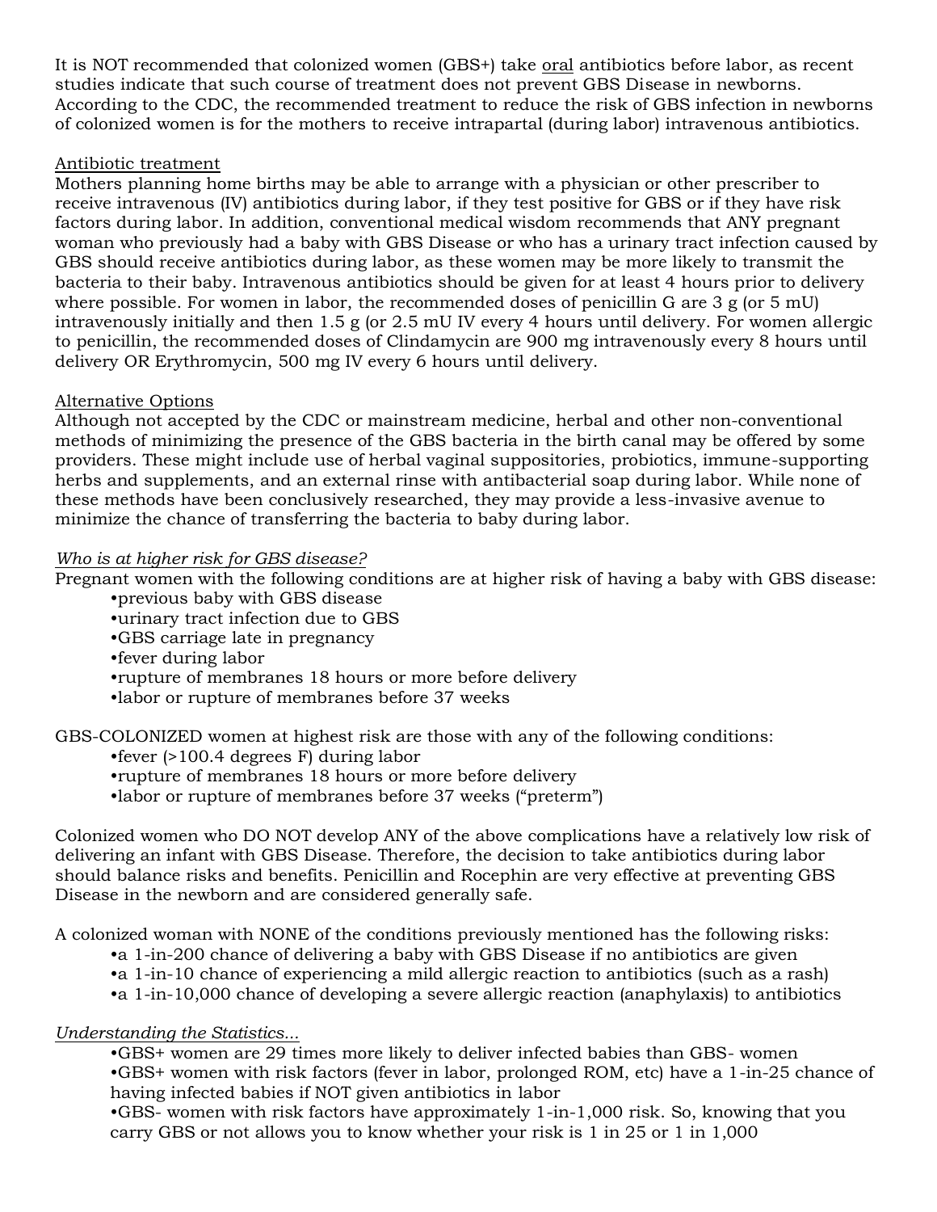It is NOT recommended that colonized women (GBS+) take <u>oral</u> antibiotics before labor, as recent studies indicate that such course of treatment does not prevent GBS Disease in newborns. According to the CDC, the recommended treatment to reduce the risk of GBS infection in newborns of colonized women is for the mothers to receive intrapartal (during labor) intravenous antibiotics.

<u>Antibiotic treatment</u>

Mothers planning home births may be able to arrange with a physician or other prescriber to receive intravenous (IV) antibiotics during labor, if they test positive for GBS or if they have risk factors during labor. In addition, conventional medical wisdom recommends that ANY pregnant woman who previously had a baby with GBS Disease or who has a urinary tract infection caused by GBS should receive antibiotics during labor, as these women may be more likely to transmit the bacteria to their baby. Intravenous antibiotics should be given for at least 4 hours prior to delivery where possible. For women in labor, the recommended doses of penicillin G are 3 g (or 5 mU) intravenously initially and then 1.5 g (or 2.5 mU IV every 4 hours until delivery. For women allergic to penicillin, the recommended doses of Clindamycin are 900 mg intravenously every 8 hours until delivery OR Erythromycin, 500 mg IV every 6 hours until delivery.

<u>Alternative Options</u>

Although not accepted by the CDC or mainstream medicine, herbal and other non-conventional methods of minimizing the presence of the GBS bacteria in the birth canal may be offered by some providers. These might include use of herbal vaginal suppositories, probiotics, immune-supporting herbs and supplements, and an external rinse with antibacterial soap during labor. While none of these methods have been conclusively researched, they may provide a less-invasive avenue to minimize the chance of transferring the bacteria to baby during labor.

*<u>Who is at higher risk for GBS disease?</u>*

Pregnant women with the following conditions are at higher risk of having a baby with GBS disease:

- previous baby with GBS disease
- urinary tract infection due to GBS
- GBS carriage late in pregnancy
- fever during labor
- rupture of membranes 18 hours or more before delivery
- labor or rupture of membranes before 37 weeks

GBS-COLONIZED women at highest risk are those with any of the following conditions:

- fever (>100.4 degrees F) during labor
- rupture of membranes 18 hours or more before delivery
- labor or rupture of membranes before 37 weeks ("preterm")

Colonized women who DO NOT develop ANY of the above complications have a relatively low risk of delivering an infant with GBS Disease. Therefore, the decision to take antibiotics during labor should balance risks and benefits. Penicillin and Rocephin are very effective at preventing GBS Disease in the newborn and are considered generally safe.

A colonized woman with NONE of the conditions previously mentioned has the following risks:

- a 1-in-200 chance of delivering a baby with GBS Disease if no antibiotics are given
- a 1-in-10 chance of experiencing a mild allergic reaction to antibiotics (such as a rash)
- a 1-in-10,000 chance of developing a severe allergic reaction (anaphylaxis) to antibiotics

*<u>Understanding the Statistics...</u>*

- GBS+ women are 29 times more likely to deliver infected babies than GBS- women
- GBS+ women with risk factors (fever in labor, prolonged ROM, etc) have a 1-in-25 chance of having infected babies if NOT given antibiotics in labor
- GBS- women with risk factors have approximately 1-in-1,000 risk. So, knowing that you carry GBS or not allows you to know whether your risk is 1 in 25 or 1 in 1,000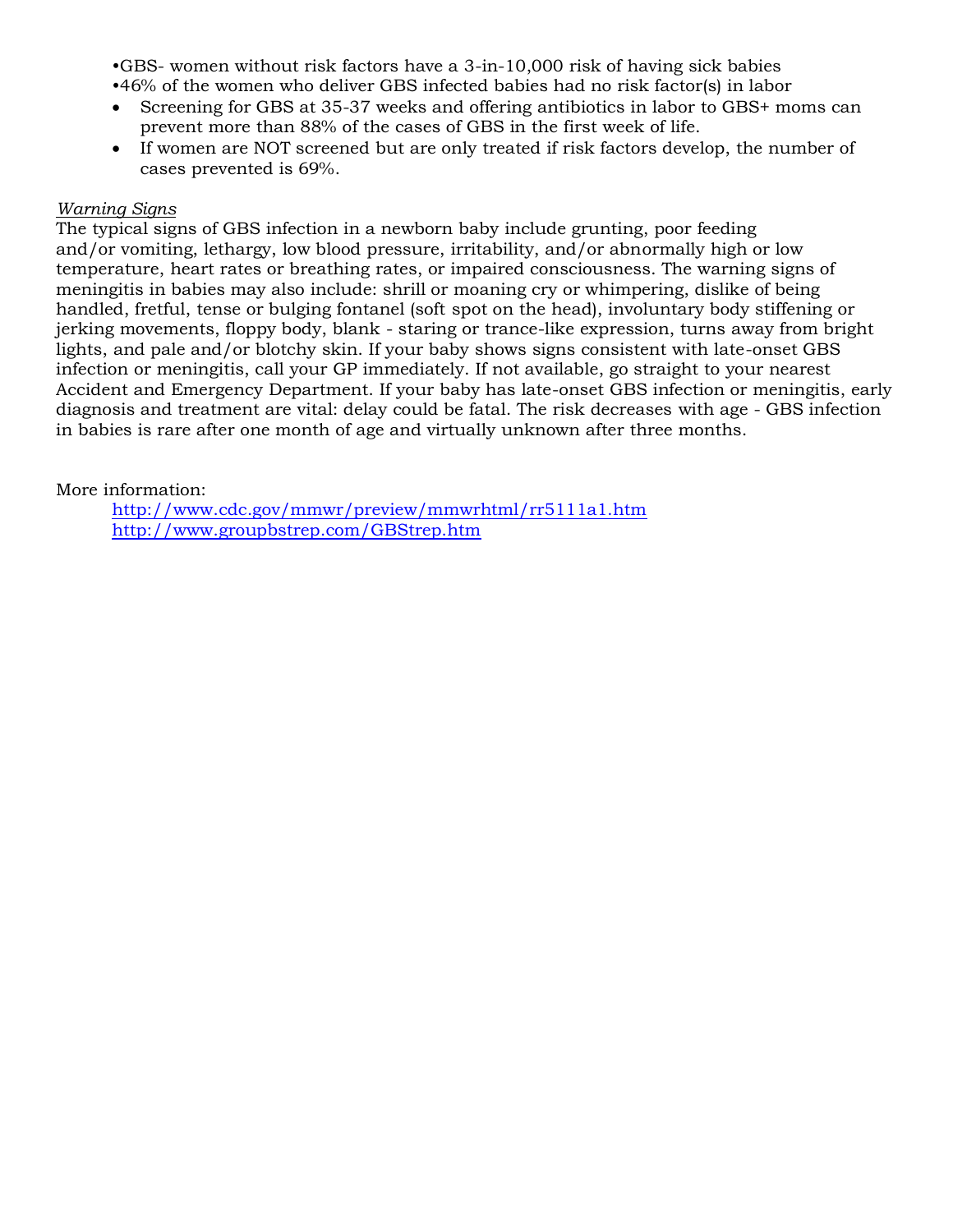- •GBS- women without risk factors have a 3-in-10,000 risk of having sick babies
- •46% of the women who deliver GBS infected babies had no risk factor(s) in labor
- Screening for GBS at 35-37 weeks and offering antibiotics in labor to GBS+ moms can prevent more than 88% of the cases of GBS in the first week of life.
- If women are NOT screened but are only treated if risk factors develop, the number of cases prevented is 69%.

*Warning Signs*

The typical signs of GBS infection in a newborn baby include grunting, poor feeding and/or vomiting, lethargy, low blood pressure, irritability, and/or abnormally high or low temperature, heart rates or breathing rates, or impaired consciousness. The warning signs of meningitis in babies may also include: shrill or moaning cry or whimpering, dislike of being handled, fretful, tense or bulging fontanel (soft spot on the head), involuntary body stiffening or jerking movements, floppy body, blank - staring or trance-like expression, turns away from bright lights, and pale and/or blotchy skin. If your baby shows signs consistent with late-onset GBS infection or meningitis, call your GP immediately. If not available, go straight to your nearest Accident and Emergency Department. If your baby has late-onset GBS infection or meningitis, early diagnosis and treatment are vital: delay could be fatal. The risk decreases with age - GBS infection in babies is rare after one month of age and virtually unknown after three months.

More information:

http://www.cdc.gov/mmwr/preview/mmwrhtml/rr5111a1.htm
http://www.groupbstrep.com/GBStrep.htm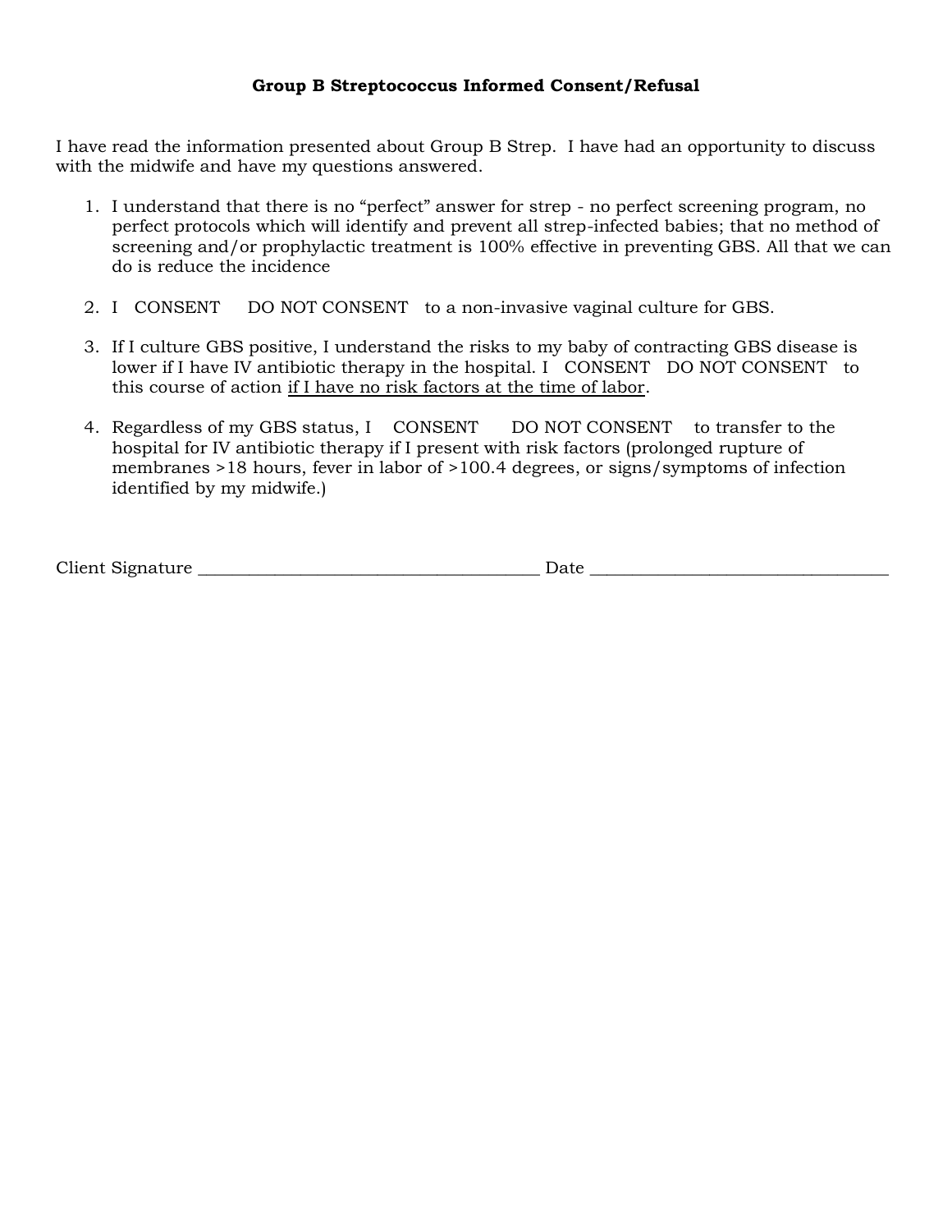**Group B Streptococcus Informed Consent/Refusal**

I have read the information presented about Group B Strep. I have had an opportunity to discuss with the midwife and have my questions answered.

1. I understand that there is no "perfect" answer for strep - no perfect screening program, no perfect protocols which will identify and prevent all strep-infected babies; that no method of screening and/or prophylactic treatment is 100% effective in preventing GBS. All that we can do is reduce the incidence

2. I CONSENT DO NOT CONSENT to a non-invasive vaginal culture for GBS.

3. If I culture GBS positive, I understand the risks to my baby of contracting GBS disease is lower if I have IV antibiotic therapy in the hospital. I CONSENT DO NOT CONSENT to this course of action <u>if I have no risk factors at the time of labor</u>.

4. Regardless of my GBS status, I CONSENT DO NOT CONSENT to transfer to the hospital for IV antibiotic therapy if I present with risk factors (prolonged rupture of membranes >18 hours, fever in labor of >100.4 degrees, or signs/symptoms of infection identified by my midwife.)

Client Signature ______________________________________ Date _________________________________